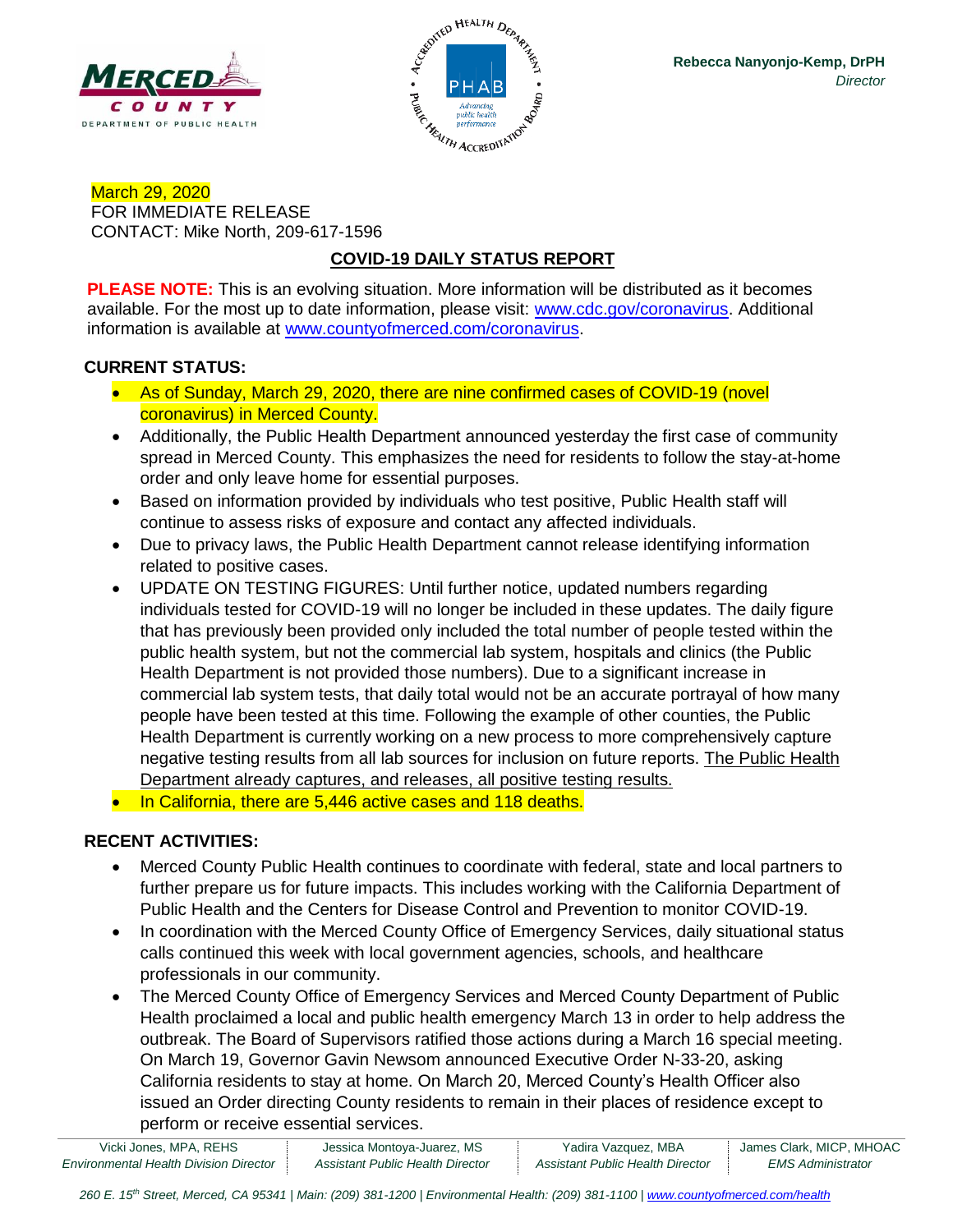Rebecca Nanyonjo-Kemp, DrPH
*Director*

March 29, 2020
FOR IMMEDIATE RELEASE
CONTACT: Mike North, 209-617-1596

## COVID-19 DAILY STATUS REPORT

**PLEASE NOTE:** This is an evolving situation. More information will be distributed as it becomes available. For the most up to date information, please visit: www.cdc.gov/coronavirus. Additional information is available at www.countyofmerced.com/coronavirus.

### CURRENT STATUS:

- As of Sunday, March 29, 2020, there are nine confirmed cases of COVID-19 (novel coronavirus) in Merced County.
- Additionally, the Public Health Department announced yesterday the first case of community spread in Merced County. This emphasizes the need for residents to follow the stay-at-home order and only leave home for essential purposes.
- Based on information provided by individuals who test positive, Public Health staff will continue to assess risks of exposure and contact any affected individuals.
- Due to privacy laws, the Public Health Department cannot release identifying information related to positive cases.
- UPDATE ON TESTING FIGURES: Until further notice, updated numbers regarding individuals tested for COVID-19 will no longer be included in these updates. The daily figure that has previously been provided only included the total number of people tested within the public health system, but not the commercial lab system, hospitals and clinics (the Public Health Department is not provided those numbers). Due to a significant increase in commercial lab system tests, that daily total would not be an accurate portrayal of how many people have been tested at this time. Following the example of other counties, the Public Health Department is currently working on a new process to more comprehensively capture negative testing results from all lab sources for inclusion on future reports. The Public Health Department already captures, and releases, all positive testing results.
- In California, there are 5,446 active cases and 118 deaths.

### RECENT ACTIVITIES:

- Merced County Public Health continues to coordinate with federal, state and local partners to further prepare us for future impacts. This includes working with the California Department of Public Health and the Centers for Disease Control and Prevention to monitor COVID-19.
- In coordination with the Merced County Office of Emergency Services, daily situational status calls continued this week with local government agencies, schools, and healthcare professionals in our community.
- The Merced County Office of Emergency Services and Merced County Department of Public Health proclaimed a local and public health emergency March 13 in order to help address the outbreak. The Board of Supervisors ratified those actions during a March 16 special meeting. On March 19, Governor Gavin Newsom announced Executive Order N-33-20, asking California residents to stay at home. On March 20, Merced County's Health Officer also issued an Order directing County residents to remain in their places of residence except to perform or receive essential services.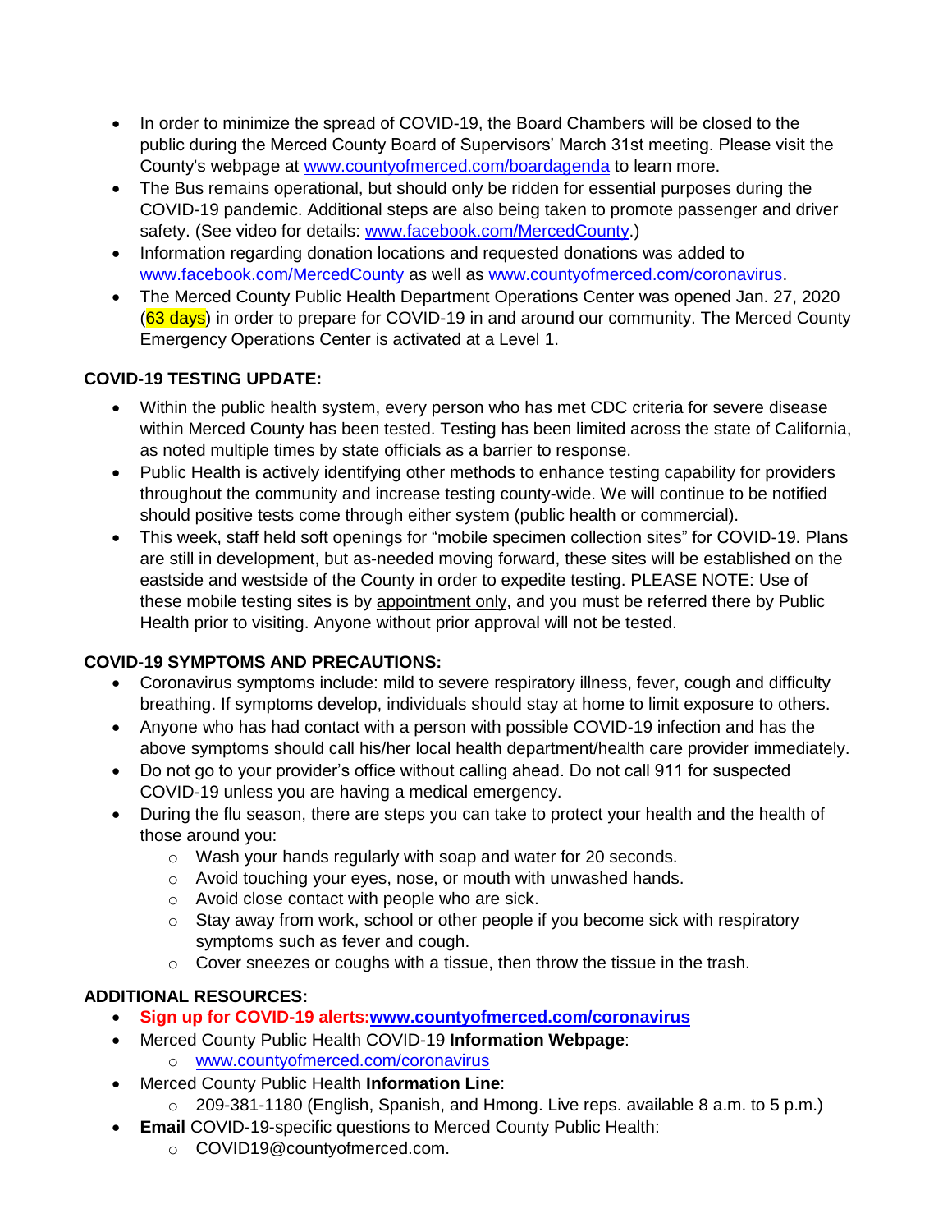- In order to minimize the spread of COVID-19, the Board Chambers will be closed to the public during the Merced County Board of Supervisors' March 31st meeting. Please visit the County's webpage at www.countyofmerced.com/boardagenda to learn more.
- The Bus remains operational, but should only be ridden for essential purposes during the COVID-19 pandemic. Additional steps are also being taken to promote passenger and driver safety. (See video for details: www.facebook.com/MercedCounty.)
- Information regarding donation locations and requested donations was added to www.facebook.com/MercedCounty as well as www.countyofmerced.com/coronavirus.
- The Merced County Public Health Department Operations Center was opened Jan. 27, 2020 (63 days) in order to prepare for COVID-19 in and around our community. The Merced County Emergency Operations Center is activated at a Level 1.

**COVID-19 TESTING UPDATE:**

- Within the public health system, every person who has met CDC criteria for severe disease within Merced County has been tested. Testing has been limited across the state of California, as noted multiple times by state officials as a barrier to response.
- Public Health is actively identifying other methods to enhance testing capability for providers throughout the community and increase testing county-wide. We will continue to be notified should positive tests come through either system (public health or commercial).
- This week, staff held soft openings for "mobile specimen collection sites" for COVID-19. Plans are still in development, but as-needed moving forward, these sites will be established on the eastside and westside of the County in order to expedite testing. PLEASE NOTE: Use of these mobile testing sites is by appointment only, and you must be referred there by Public Health prior to visiting. Anyone without prior approval will not be tested.

**COVID-19 SYMPTOMS AND PRECAUTIONS:**

- Coronavirus symptoms include: mild to severe respiratory illness, fever, cough and difficulty breathing. If symptoms develop, individuals should stay at home to limit exposure to others.
- Anyone who has had contact with a person with possible COVID-19 infection and has the above symptoms should call his/her local health department/health care provider immediately.
- Do not go to your provider's office without calling ahead. Do not call 911 for suspected COVID-19 unless you are having a medical emergency.
- During the flu season, there are steps you can take to protect your health and the health of those around you:
  - Wash your hands regularly with soap and water for 20 seconds.
  - Avoid touching your eyes, nose, or mouth with unwashed hands.
  - Avoid close contact with people who are sick.
  - Stay away from work, school or other people if you become sick with respiratory symptoms such as fever and cough.
  - Cover sneezes or coughs with a tissue, then throw the tissue in the trash.

**ADDITIONAL RESOURCES:**

- **Sign up for COVID-19 alerts:www.countyofmerced.com/coronavirus**
- Merced County Public Health COVID-19 **Information Webpage**:
  - www.countyofmerced.com/coronavirus
- Merced County Public Health **Information Line**:
  - 209-381-1180 (English, Spanish, and Hmong. Live reps. available 8 a.m. to 5 p.m.)
- **Email** COVID-19-specific questions to Merced County Public Health:
  - COVID19@countyofmerced.com.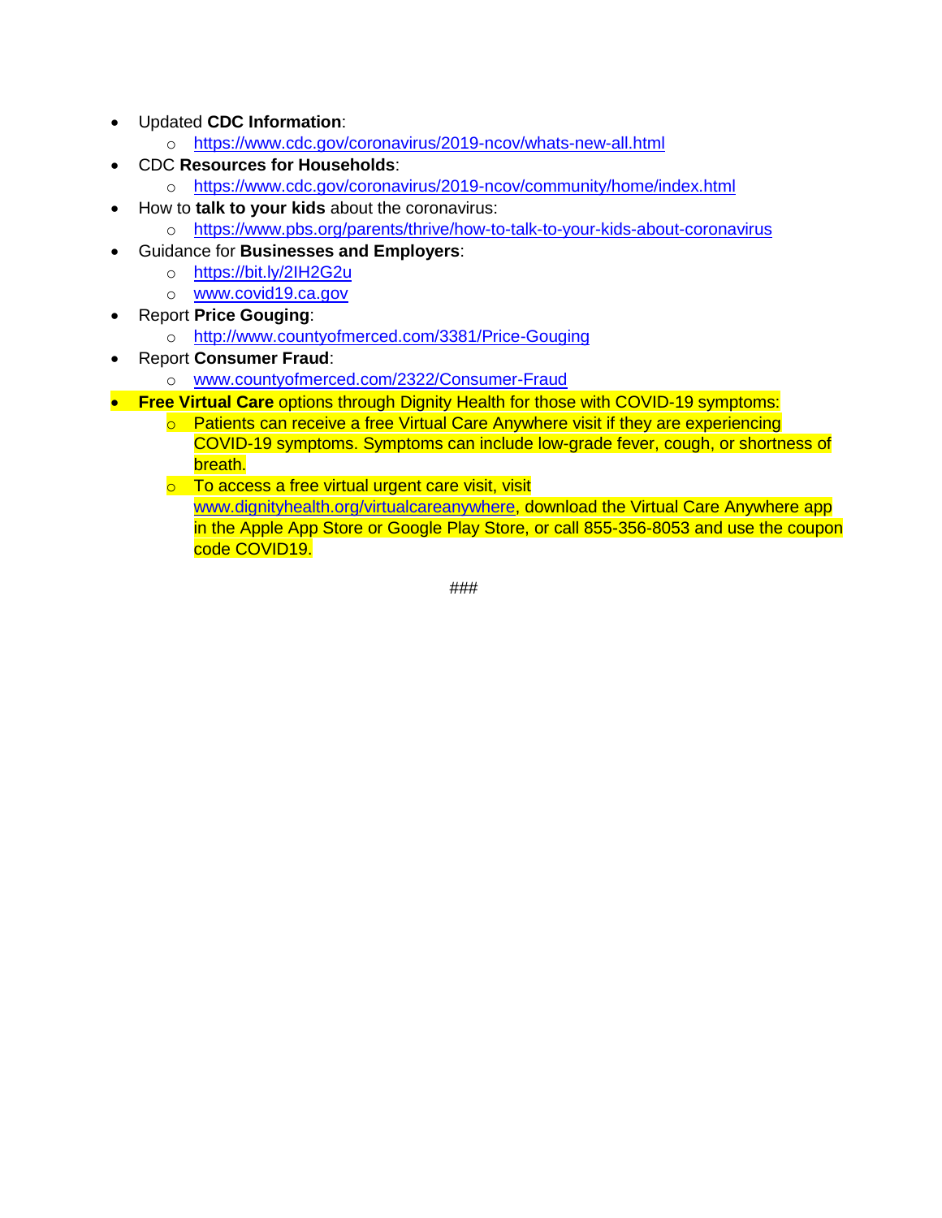- Updated **CDC Information**:
  - https://www.cdc.gov/coronavirus/2019-ncov/whats-new-all.html
- CDC **Resources for Households**:
  - https://www.cdc.gov/coronavirus/2019-ncov/community/home/index.html
- How to **talk to your kids** about the coronavirus:
  - https://www.pbs.org/parents/thrive/how-to-talk-to-your-kids-about-coronavirus
- Guidance for **Businesses and Employers**:
  - https://bit.ly/2IH2G2u
  - www.covid19.ca.gov
- Report **Price Gouging**:
  - http://www.countyofmerced.com/3381/Price-Gouging
- Report **Consumer Fraud**:
  - www.countyofmerced.com/2322/Consumer-Fraud
- **Free Virtual Care** options through Dignity Health for those with COVID-19 symptoms:
  - Patients can receive a free Virtual Care Anywhere visit if they are experiencing COVID-19 symptoms. Symptoms can include low-grade fever, cough, or shortness of breath.
  - To access a free virtual urgent care visit, visit www.dignityhealth.org/virtualcareanywhere, download the Virtual Care Anywhere app in the Apple App Store or Google Play Store, or call 855-356-8053 and use the coupon code COVID19.

###